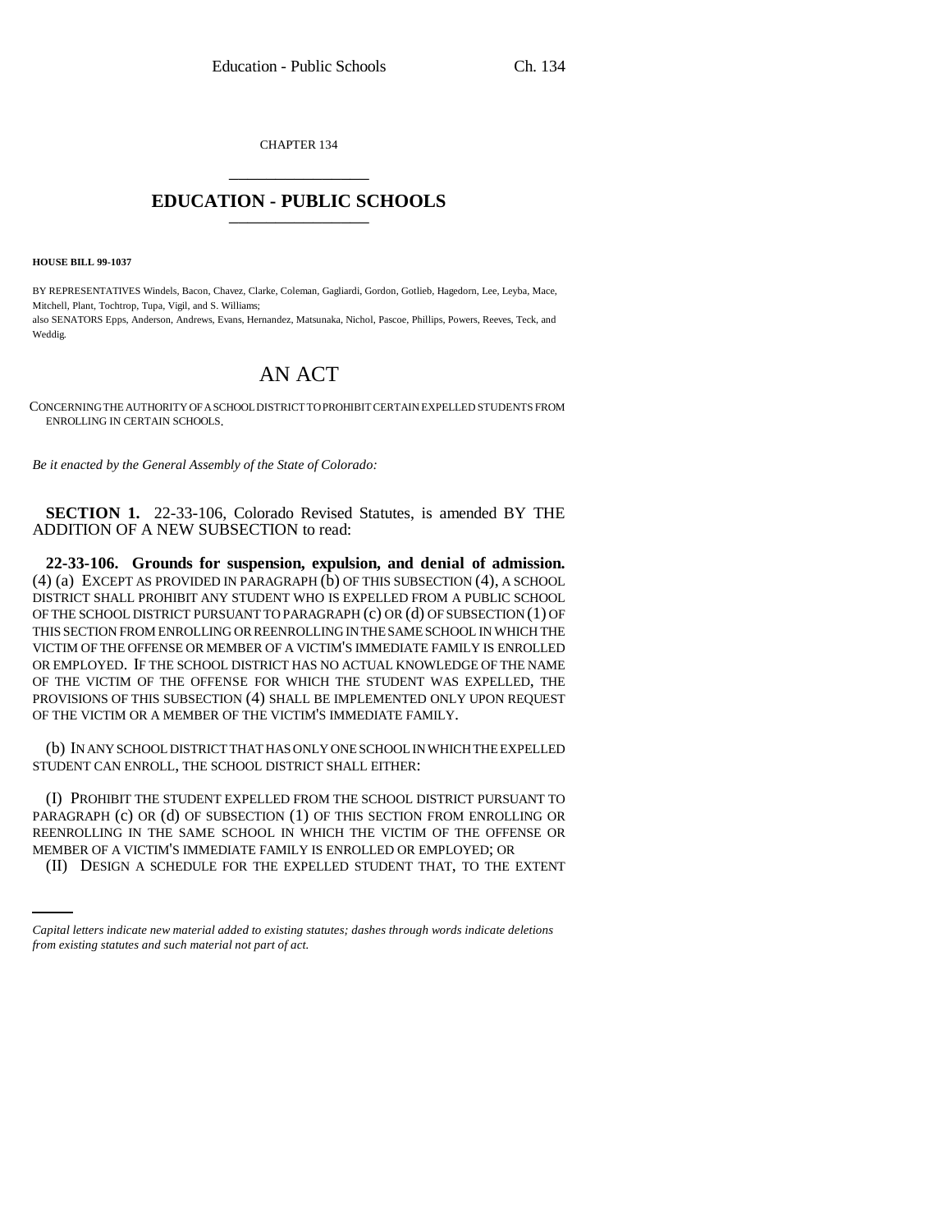CHAPTER 134

# EDUCATION - PUBLIC SCHOOLS

**HOUSE BILL 99-1037**

BY REPRESENTATIVES Windels, Bacon, Chavez, Clarke, Coleman, Gagliardi, Gordon, Gotlieb, Hagedorn, Lee, Leyba, Mace, Mitchell, Plant, Tochtrop, Tupa, Vigil, and S. Williams;
also SENATORS Epps, Anderson, Andrews, Evans, Hernandez, Matsunaka, Nichol, Pascoe, Phillips, Powers, Reeves, Teck, and Weddig.

# AN ACT

CONCERNING THE AUTHORITY OF A SCHOOL DISTRICT TO PROHIBIT CERTAIN EXPELLED STUDENTS FROM ENROLLING IN CERTAIN SCHOOLS.

*Be it enacted by the General Assembly of the State of Colorado:*

**SECTION 1.** 22-33-106, Colorado Revised Statutes, is amended BY THE ADDITION OF A NEW SUBSECTION to read:

**22-33-106. Grounds for suspension, expulsion, and denial of admission.** (4) (a) EXCEPT AS PROVIDED IN PARAGRAPH (b) OF THIS SUBSECTION (4), A SCHOOL DISTRICT SHALL PROHIBIT ANY STUDENT WHO IS EXPELLED FROM A PUBLIC SCHOOL OF THE SCHOOL DISTRICT PURSUANT TO PARAGRAPH (c) OR (d) OF SUBSECTION (1) OF THIS SECTION FROM ENROLLING OR REENROLLING IN THE SAME SCHOOL IN WHICH THE VICTIM OF THE OFFENSE OR MEMBER OF A VICTIM'S IMMEDIATE FAMILY IS ENROLLED OR EMPLOYED. IF THE SCHOOL DISTRICT HAS NO ACTUAL KNOWLEDGE OF THE NAME OF THE VICTIM OF THE OFFENSE FOR WHICH THE STUDENT WAS EXPELLED, THE PROVISIONS OF THIS SUBSECTION (4) SHALL BE IMPLEMENTED ONLY UPON REQUEST OF THE VICTIM OR A MEMBER OF THE VICTIM'S IMMEDIATE FAMILY.

(b) IN ANY SCHOOL DISTRICT THAT HAS ONLY ONE SCHOOL IN WHICH THE EXPELLED STUDENT CAN ENROLL, THE SCHOOL DISTRICT SHALL EITHER:

(I) PROHIBIT THE STUDENT EXPELLED FROM THE SCHOOL DISTRICT PURSUANT TO PARAGRAPH (c) OR (d) OF SUBSECTION (1) OF THIS SECTION FROM ENROLLING OR REENROLLING IN THE SAME SCHOOL IN WHICH THE VICTIM OF THE OFFENSE OR MEMBER OF A VICTIM'S IMMEDIATE FAMILY IS ENROLLED OR EMPLOYED; OR

(II) DESIGN A SCHEDULE FOR THE EXPELLED STUDENT THAT, TO THE EXTENT

*Capital letters indicate new material added to existing statutes; dashes through words indicate deletions from existing statutes and such material not part of act.*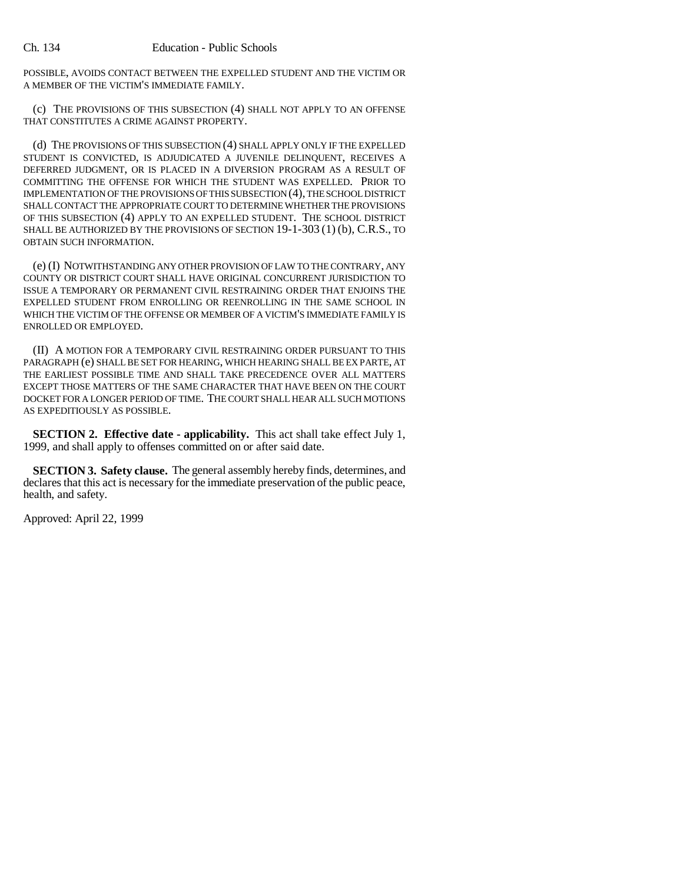POSSIBLE, AVOIDS CONTACT BETWEEN THE EXPELLED STUDENT AND THE VICTIM OR A MEMBER OF THE VICTIM'S IMMEDIATE FAMILY.

(c) THE PROVISIONS OF THIS SUBSECTION (4) SHALL NOT APPLY TO AN OFFENSE THAT CONSTITUTES A CRIME AGAINST PROPERTY.

(d) THE PROVISIONS OF THIS SUBSECTION (4) SHALL APPLY ONLY IF THE EXPELLED STUDENT IS CONVICTED, IS ADJUDICATED A JUVENILE DELINQUENT, RECEIVES A DEFERRED JUDGMENT, OR IS PLACED IN A DIVERSION PROGRAM AS A RESULT OF COMMITTING THE OFFENSE FOR WHICH THE STUDENT WAS EXPELLED. PRIOR TO IMPLEMENTATION OF THE PROVISIONS OF THIS SUBSECTION (4), THE SCHOOL DISTRICT SHALL CONTACT THE APPROPRIATE COURT TO DETERMINE WHETHER THE PROVISIONS OF THIS SUBSECTION (4) APPLY TO AN EXPELLED STUDENT. THE SCHOOL DISTRICT SHALL BE AUTHORIZED BY THE PROVISIONS OF SECTION 19-1-303 (1) (b), C.R.S., TO OBTAIN SUCH INFORMATION.

(e) (I) NOTWITHSTANDING ANY OTHER PROVISION OF LAW TO THE CONTRARY, ANY COUNTY OR DISTRICT COURT SHALL HAVE ORIGINAL CONCURRENT JURISDICTION TO ISSUE A TEMPORARY OR PERMANENT CIVIL RESTRAINING ORDER THAT ENJOINS THE EXPELLED STUDENT FROM ENROLLING OR REENROLLING IN THE SAME SCHOOL IN WHICH THE VICTIM OF THE OFFENSE OR MEMBER OF A VICTIM'S IMMEDIATE FAMILY IS ENROLLED OR EMPLOYED.

(II) A MOTION FOR A TEMPORARY CIVIL RESTRAINING ORDER PURSUANT TO THIS PARAGRAPH (e) SHALL BE SET FOR HEARING, WHICH HEARING SHALL BE EX PARTE, AT THE EARLIEST POSSIBLE TIME AND SHALL TAKE PRECEDENCE OVER ALL MATTERS EXCEPT THOSE MATTERS OF THE SAME CHARACTER THAT HAVE BEEN ON THE COURT DOCKET FOR A LONGER PERIOD OF TIME. THE COURT SHALL HEAR ALL SUCH MOTIONS AS EXPEDITIOUSLY AS POSSIBLE.

**SECTION 2. Effective date - applicability.** This act shall take effect July 1, 1999, and shall apply to offenses committed on or after said date.

**SECTION 3. Safety clause.** The general assembly hereby finds, determines, and declares that this act is necessary for the immediate preservation of the public peace, health, and safety.

Approved: April 22, 1999